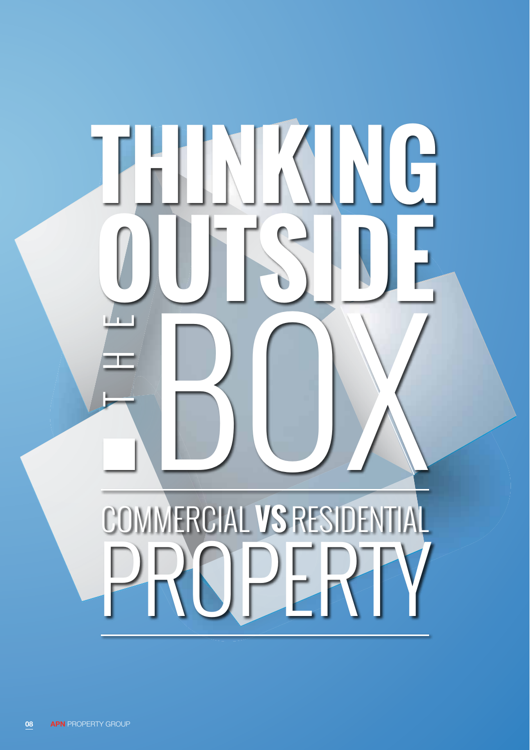# THINKING OUTSIDE THE BOX

## COMMERCIAL VS RESIDENTIAL PROPERTY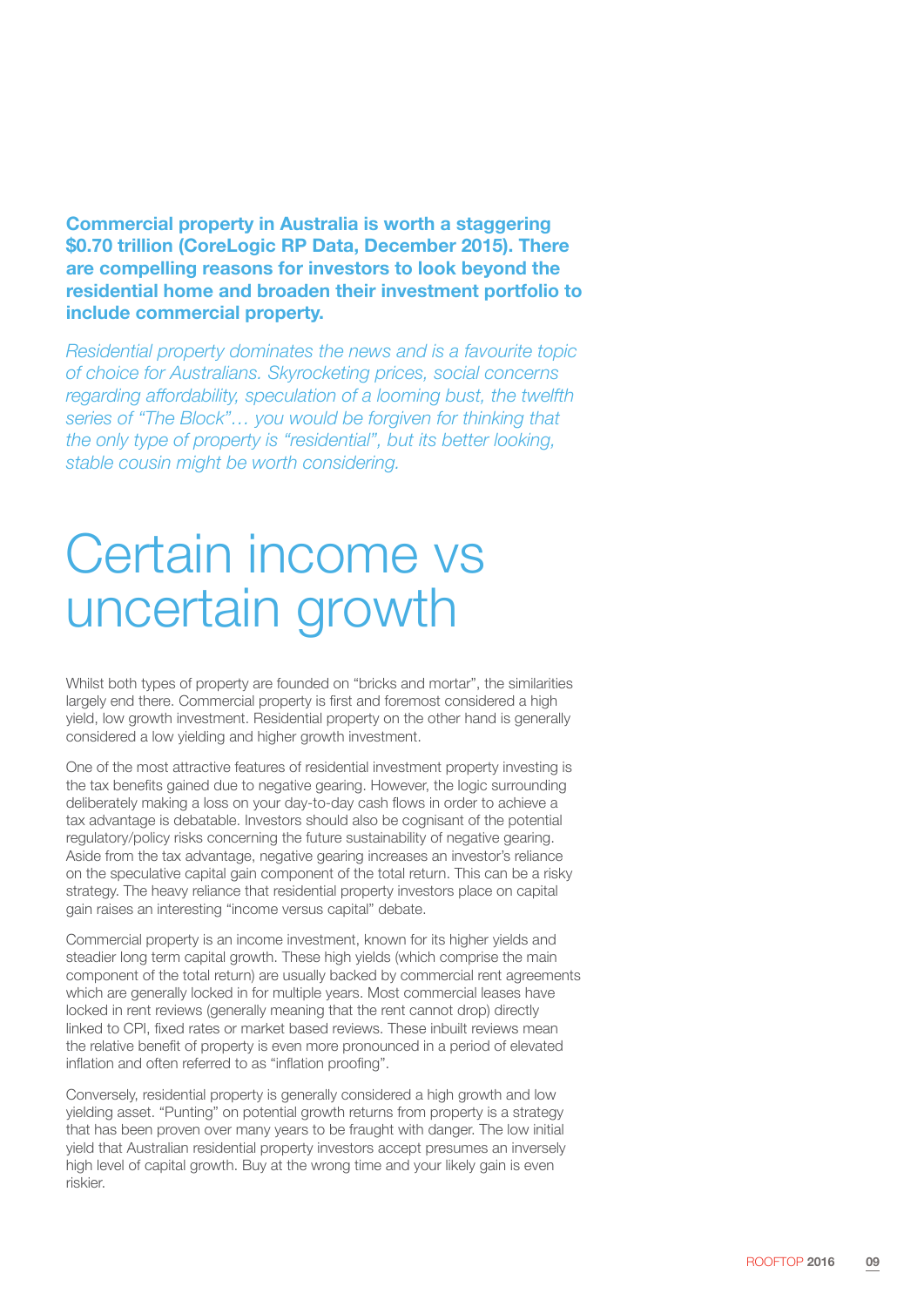**Commercial property in Australia is worth a staggering $0.70 trillion (CoreLogic RP Data, December 2015). There are compelling reasons for investors to look beyond the residential home and broaden their investment portfolio to include commercial property.**

*Residential property dominates the news and is a favourite topic of choice for Australians. Skyrocketing prices, social concerns regarding affordability, speculation of a looming bust, the twelfth series of "The Block"… you would be forgiven for thinking that the only type of property is "residential", but its better looking, stable cousin might be worth considering.*

# Certain income vs uncertain growth

Whilst both types of property are founded on "bricks and mortar", the similarities largely end there. Commercial property is first and foremost considered a high yield, low growth investment. Residential property on the other hand is generally considered a low yielding and higher growth investment.

One of the most attractive features of residential investment property investing is the tax benefits gained due to negative gearing. However, the logic surrounding deliberately making a loss on your day-to-day cash flows in order to achieve a tax advantage is debatable. Investors should also be cognisant of the potential regulatory/policy risks concerning the future sustainability of negative gearing. Aside from the tax advantage, negative gearing increases an investor's reliance on the speculative capital gain component of the total return. This can be a risky strategy. The heavy reliance that residential property investors place on capital gain raises an interesting "income versus capital" debate.

Commercial property is an income investment, known for its higher yields and steadier long term capital growth. These high yields (which comprise the main component of the total return) are usually backed by commercial rent agreements which are generally locked in for multiple years. Most commercial leases have locked in rent reviews (generally meaning that the rent cannot drop) directly linked to CPI, fixed rates or market based reviews. These inbuilt reviews mean the relative benefit of property is even more pronounced in a period of elevated inflation and often referred to as "inflation proofing".

Conversely, residential property is generally considered a high growth and low yielding asset. "Punting" on potential growth returns from property is a strategy that has been proven over many years to be fraught with danger. The low initial yield that Australian residential property investors accept presumes an inversely high level of capital growth. Buy at the wrong time and your likely gain is even riskier.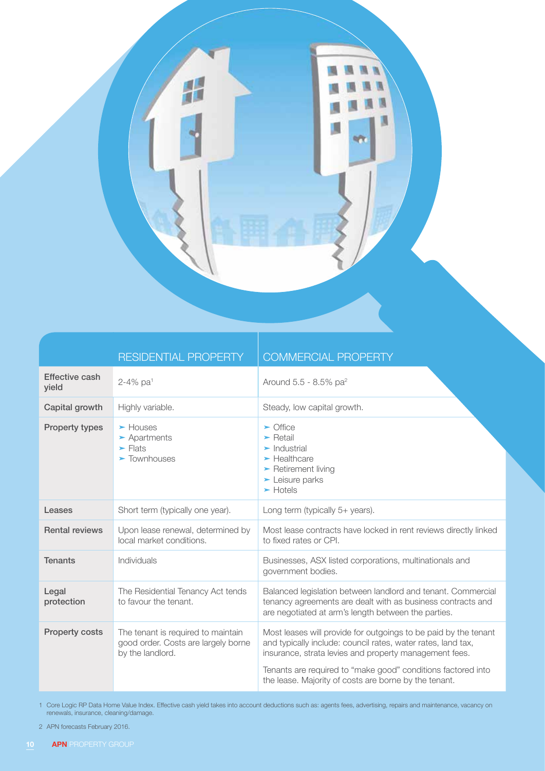| | RESIDENTIAL PROPERTY | COMMERCIAL PROPERTY |
|---|---|---|
| **Effective cash yield** | 2-4% pa[1] | Around 5.5 - 8.5% pa[2] |
| **Capital growth** | Highly variable. | Steady, low capital growth. |
| **Property types** | ➤ Houses<br>➤ Apartments<br>➤ Flats<br>➤ Townhouses | ➤ Office<br>➤ Retail<br>➤ Industrial<br>➤ Healthcare<br>➤ Retirement living<br>➤ Leisure parks<br>➤ Hotels |
| **Leases** | Short term (typically one year). | Long term (typically 5+ years). |
| **Rental reviews** | Upon lease renewal, determined by local market conditions. | Most lease contracts have locked in rent reviews directly linked to fixed rates or CPI. |
| **Tenants** | Individuals | Businesses, ASX listed corporations, multinationals and government bodies. |
| **Legal protection** | The Residential Tenancy Act tends to favour the tenant. | Balanced legislation between landlord and tenant. Commercial tenancy agreements are dealt with as business contracts and are negotiated at arm's length between the parties. |
| **Property costs** | The tenant is required to maintain good order. Costs are largely borne by the landlord. | Most leases will provide for outgoings to be paid by the tenant and typically include: council rates, water rates, land tax, insurance, strata levies and property management fees.<br><br>Tenants are required to "make good" conditions factored into the lease. Majority of costs are borne by the tenant. |

1 Core Logic RP Data Home Value Index. Effective cash yield takes into account deductions such as: agents fees, advertising, repairs and maintenance, vacancy on renewals, insurance, cleaning/damage.

2 APN forecasts February 2016.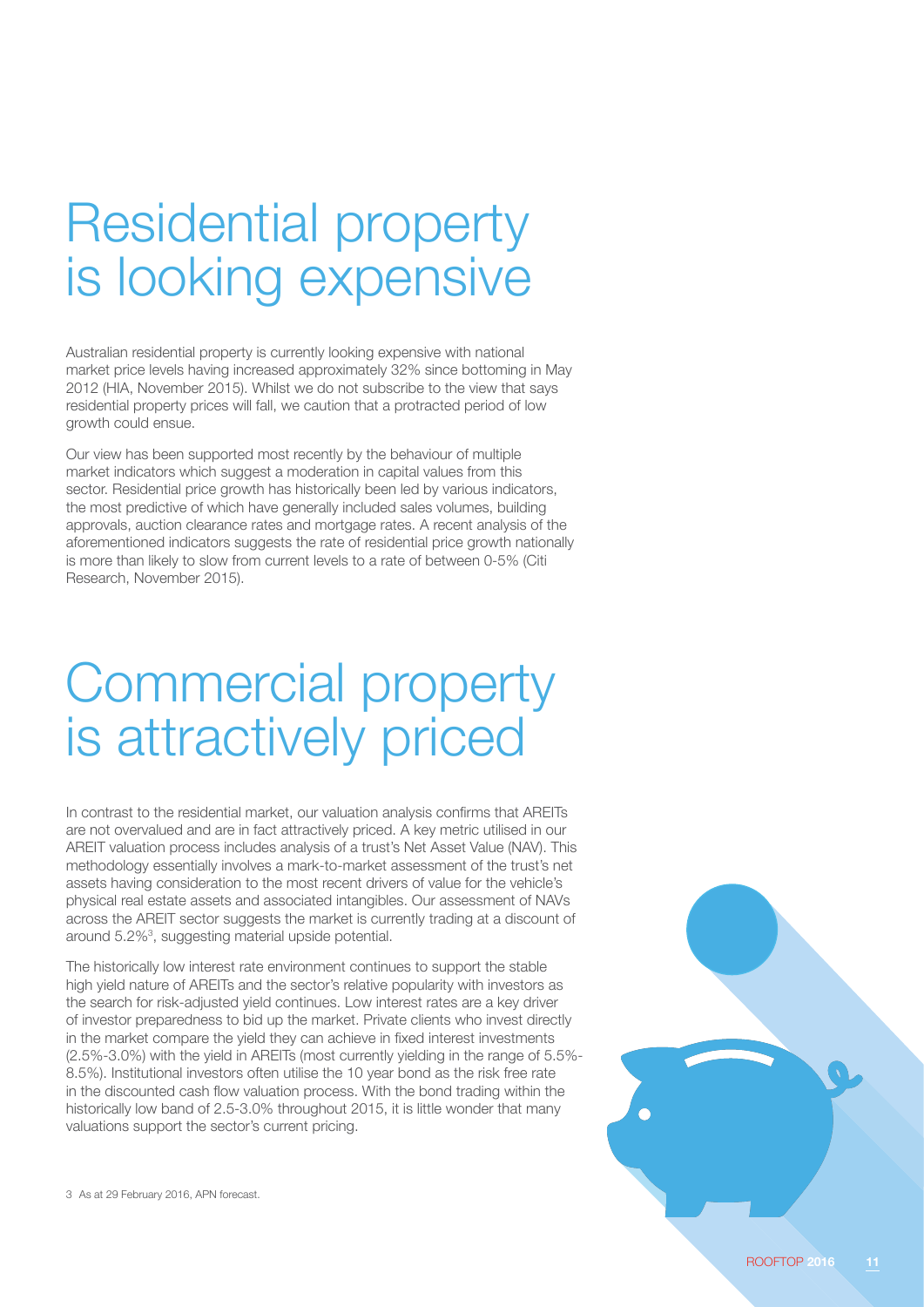# Residential property is looking expensive

Australian residential property is currently looking expensive with national market price levels having increased approximately 32% since bottoming in May 2012 (HIA, November 2015). Whilst we do not subscribe to the view that says residential property prices will fall, we caution that a protracted period of low growth could ensue.

Our view has been supported most recently by the behaviour of multiple market indicators which suggest a moderation in capital values from this sector. Residential price growth has historically been led by various indicators, the most predictive of which have generally included sales volumes, building approvals, auction clearance rates and mortgage rates. A recent analysis of the aforementioned indicators suggests the rate of residential price growth nationally is more than likely to slow from current levels to a rate of between 0-5% (Citi Research, November 2015).

# Commercial property is attractively priced

In contrast to the residential market, our valuation analysis confirms that AREITs are not overvalued and are in fact attractively priced. A key metric utilised in our AREIT valuation process includes analysis of a trust's Net Asset Value (NAV). This methodology essentially involves a mark-to-market assessment of the trust's net assets having consideration to the most recent drivers of value for the vehicle's physical real estate assets and associated intangibles. Our assessment of NAVs across the AREIT sector suggests the market is currently trading at a discount of around 5.2%[3], suggesting material upside potential.

The historically low interest rate environment continues to support the stable high yield nature of AREITs and the sector's relative popularity with investors as the search for risk-adjusted yield continues. Low interest rates are a key driver of investor preparedness to bid up the market. Private clients who invest directly in the market compare the yield they can achieve in fixed interest investments (2.5%-3.0%) with the yield in AREITs (most currently yielding in the range of 5.5%-8.5%). Institutional investors often utilise the 10 year bond as the risk free rate in the discounted cash flow valuation process. With the bond trading within the historically low band of 2.5-3.0% throughout 2015, it is little wonder that many valuations support the sector's current pricing.

3 As at 29 February 2016, APN forecast.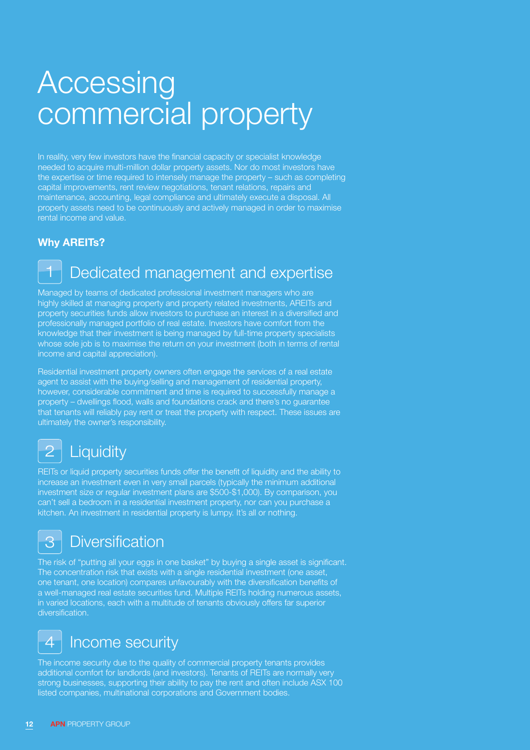# Accessing commercial property

In reality, very few investors have the financial capacity or specialist knowledge needed to acquire multi-million dollar property assets. Nor do most investors have the expertise or time required to intensely manage the property – such as completing capital improvements, rent review negotiations, tenant relations, repairs and maintenance, accounting, legal compliance and ultimately execute a disposal. All property assets need to be continuously and actively managed in order to maximise rental income and value.

**Why AREITs?**

## 1 Dedicated management and expertise

Managed by teams of dedicated professional investment managers who are highly skilled at managing property and property related investments, AREITs and property securities funds allow investors to purchase an interest in a diversified and professionally managed portfolio of real estate. Investors have comfort from the knowledge that their investment is being managed by full-time property specialists whose sole job is to maximise the return on your investment (both in terms of rental income and capital appreciation).

Residential investment property owners often engage the services of a real estate agent to assist with the buying/selling and management of residential property, however, considerable commitment and time is required to successfully manage a property – dwellings flood, walls and foundations crack and there's no guarantee that tenants will reliably pay rent or treat the property with respect. These issues are ultimately the owner's responsibility.

## 2 Liquidity

REITs or liquid property securities funds offer the benefit of liquidity and the ability to increase an investment even in very small parcels (typically the minimum additional investment size or regular investment plans are $500-$1,000). By comparison, you can't sell a bedroom in a residential investment property, nor can you purchase a kitchen. An investment in residential property is lumpy. It's all or nothing.

## 3 Diversification

The risk of "putting all your eggs in one basket" by buying a single asset is significant. The concentration risk that exists with a single residential investment (one asset, one tenant, one location) compares unfavourably with the diversification benefits of a well-managed real estate securities fund. Multiple REITs holding numerous assets, in varied locations, each with a multitude of tenants obviously offers far superior diversification.

## 4 Income security

The income security due to the quality of commercial property tenants provides additional comfort for landlords (and investors). Tenants of REITs are normally very strong businesses, supporting their ability to pay the rent and often include ASX 100 listed companies, multinational corporations and Government bodies.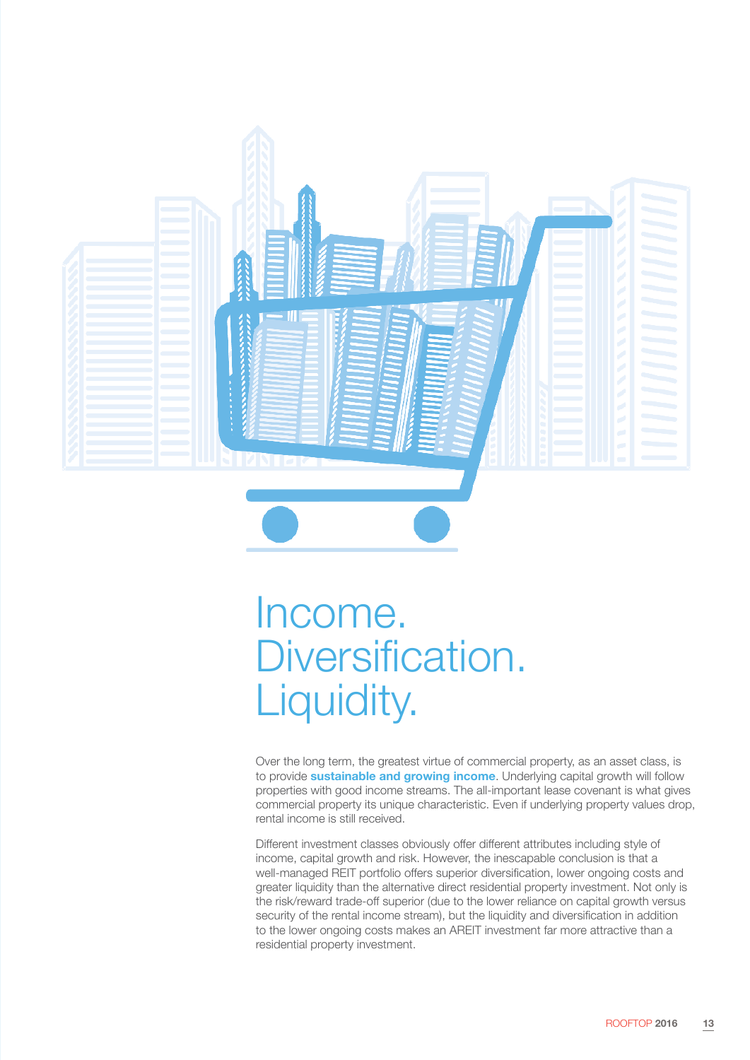# Income. Diversification. Liquidity.

Over the long term, the greatest virtue of commercial property, as an asset class, is to provide **sustainable and growing income**. Underlying capital growth will follow properties with good income streams. The all-important lease covenant is what gives commercial property its unique characteristic. Even if underlying property values drop, rental income is still received.

Different investment classes obviously offer different attributes including style of income, capital growth and risk. However, the inescapable conclusion is that a well-managed REIT portfolio offers superior diversification, lower ongoing costs and greater liquidity than the alternative direct residential property investment. Not only is the risk/reward trade-off superior (due to the lower reliance on capital growth versus security of the rental income stream), but the liquidity and diversification in addition to the lower ongoing costs makes an AREIT investment far more attractive than a residential property investment.